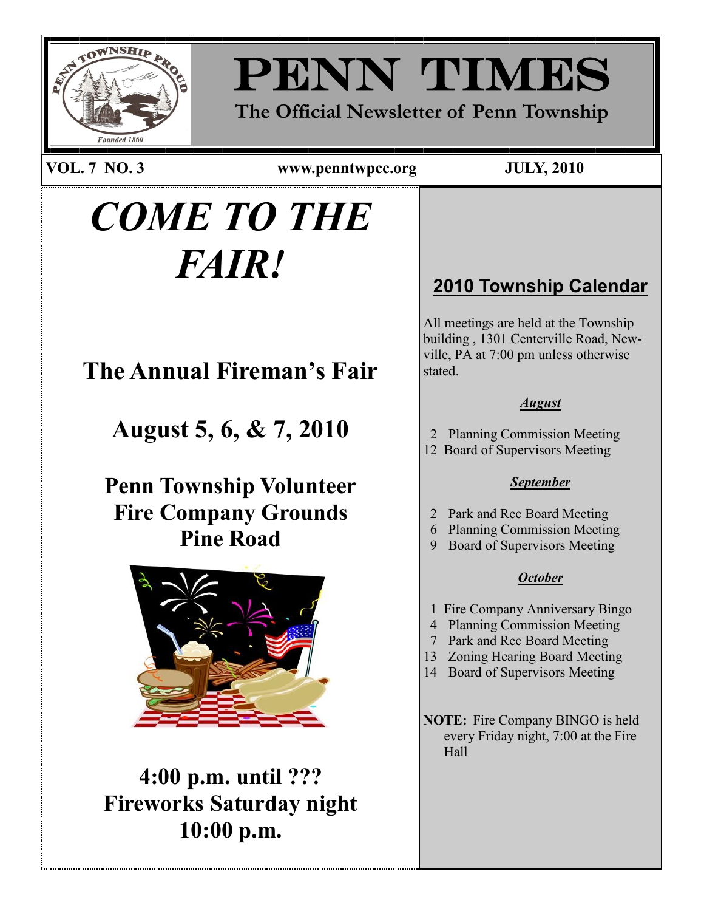# PENN TIMES

**The Official Newsletter of Penn Township**

**VOL. 7 NO. 3** | **www.penntwpcc.org** | **JULY, 2010**

# *COME TO THE FAIR!*

## The Annual Fireman's Fair

## August 5, 6, & 7, 2010

## Penn Township Volunteer Fire Company Grounds Pine Road

## 4:00 p.m. until ??? Fireworks Saturday night 10:00 p.m.

## 2010 Township Calendar

All meetings are held at the Township building , 1301 Centerville Road, Newville, PA at 7:00 pm unless otherwise stated.

***August***

2 Planning Commission Meeting
12 Board of Supervisors Meeting

***September***

2 Park and Rec Board Meeting
6 Planning Commission Meeting
9 Board of Supervisors Meeting

***October***

1 Fire Company Anniversary Bingo
4 Planning Commission Meeting
7 Park and Rec Board Meeting
13 Zoning Hearing Board Meeting
14 Board of Supervisors Meeting

**NOTE:** Fire Company BINGO is held every Friday night, 7:00 at the Fire Hall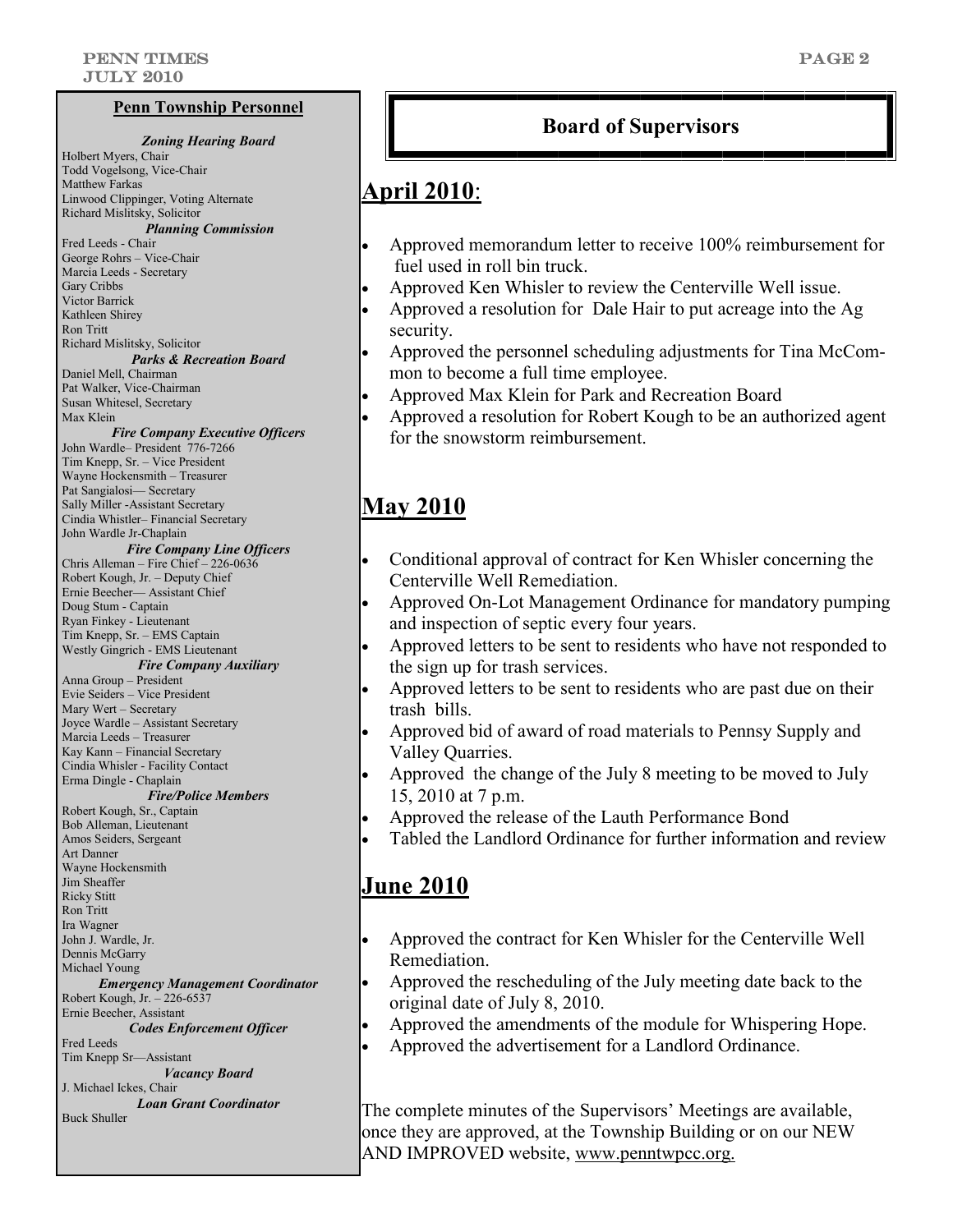## Penn Township Personnel

***Zoning Hearing Board***

Holbert Myers, Chair
Todd Vogelsong, Vice-Chair
Matthew Farkas
Linwood Clippinger, Voting Alternate
Richard Mislitsky, Solicitor

***Planning Commission***

Fred Leeds - Chair
George Rohrs – Vice-Chair
Marcia Leeds - Secretary
Gary Cribbs
Victor Barrick
Kathleen Shirey
Ron Tritt
Richard Mislitsky, Solicitor

***Parks & Recreation Board***

Daniel Mell, Chairman
Pat Walker, Vice-Chairman
Susan Whitesel, Secretary
Max Klein

***Fire Company Executive Officers***

John Wardle– President 776-7266
Tim Knepp, Sr. – Vice President
Wayne Hockensmith – Treasurer
Pat Sangialosi— Secretary
Sally Miller -Assistant Secretary
Cindia Whistler– Financial Secretary
John Wardle Jr-Chaplain

***Fire Company Line Officers***

Chris Alleman – Fire Chief – 226-0636
Robert Kough, Jr. – Deputy Chief
Ernie Beecher— Assistant Chief
Doug Stum - Captain
Ryan Finkey - Lieutenant
Tim Knepp, Sr. – EMS Captain
Westly Gingrich - EMS Lieutenant

***Fire Company Auxiliary***

Anna Group – President
Evie Seiders – Vice President
Mary Wert – Secretary
Joyce Wardle – Assistant Secretary
Marcia Leeds – Treasurer
Kay Kann – Financial Secretary
Cindia Whisler - Facility Contact
Erma Dingle - Chaplain

***Fire/Police Members***

Robert Kough, Sr., Captain
Bob Alleman, Lieutenant
Amos Seiders, Sergeant
Art Danner
Wayne Hockensmith
Jim Sheaffer
Ricky Stitt
Ron Tritt
Ira Wagner
John J. Wardle, Jr.
Dennis McGarry
Michael Young

***Emergency Management Coordinator***

Robert Kough, Jr. – 226-6537
Ernie Beecher, Assistant

***Codes Enforcement Officer***

Fred Leeds
Tim Knepp Sr—Assistant

***Vacancy Board***

J. Michael Ickes, Chair

***Loan Grant Coordinator***

Buck Shuller

## Board of Supervisors

## April 2010:

- Approved memorandum letter to receive 100% reimbursement for fuel used in roll bin truck.
- Approved Ken Whisler to review the Centerville Well issue.
- Approved a resolution for Dale Hair to put acreage into the Ag security.
- Approved the personnel scheduling adjustments for Tina McCommon to become a full time employee.
- Approved Max Klein for Park and Recreation Board
- Approved a resolution for Robert Kough to be an authorized agent for the snowstorm reimbursement.

## May 2010

- Conditional approval of contract for Ken Whisler concerning the Centerville Well Remediation.
- Approved On-Lot Management Ordinance for mandatory pumping and inspection of septic every four years.
- Approved letters to be sent to residents who have not responded to the sign up for trash services.
- Approved letters to be sent to residents who are past due on their trash bills.
- Approved bid of award of road materials to Pennsy Supply and Valley Quarries.
- Approved the change of the July 8 meeting to be moved to July 15, 2010 at 7 p.m.
- Approved the release of the Lauth Performance Bond
- Tabled the Landlord Ordinance for further information and review

## June 2010

- Approved the contract for Ken Whisler for the Centerville Well Remediation.
- Approved the rescheduling of the July meeting date back to the original date of July 8, 2010.
- Approved the amendments of the module for Whispering Hope.
- Approved the advertisement for a Landlord Ordinance.

The complete minutes of the Supervisors' Meetings are available, once they are approved, at the Township Building or on our NEW AND IMPROVED website, www.penntwpcc.org.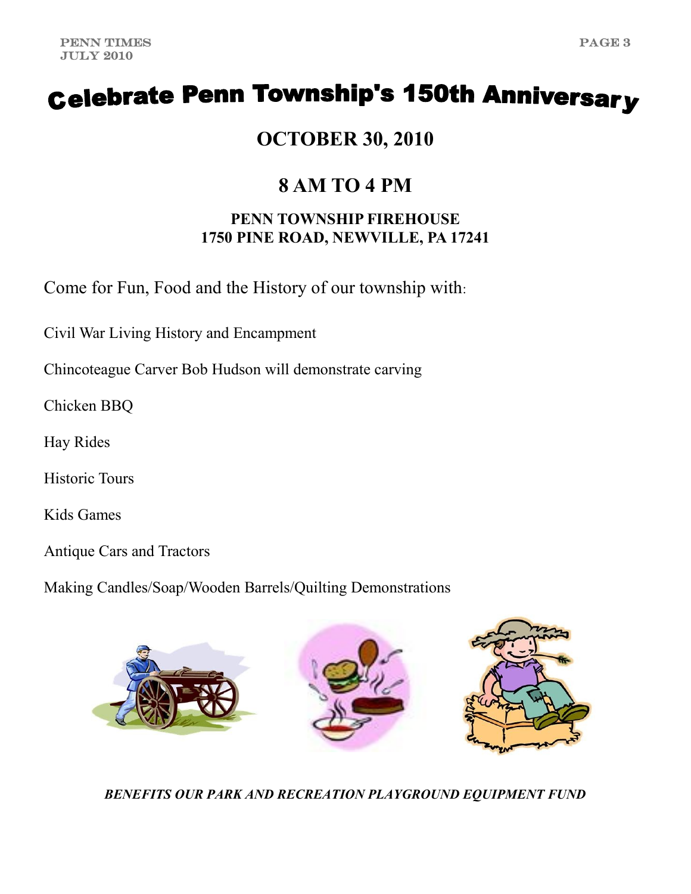# Celebrate Penn Township's 150th Anniversary

## OCTOBER 30, 2010

## 8 AM TO 4 PM

**PENN TOWNSHIP FIREHOUSE**
**1750 PINE ROAD, NEWVILLE, PA 17241**

Come for Fun, Food and the History of our township with:

Civil War Living History and Encampment

Chincoteague Carver Bob Hudson will demonstrate carving

Chicken BBQ

Hay Rides

Historic Tours

Kids Games

Antique Cars and Tractors

Making Candles/Soap/Wooden Barrels/Quilting Demonstrations

***BENEFITS OUR PARK AND RECREATION PLAYGROUND EQUIPMENT FUND***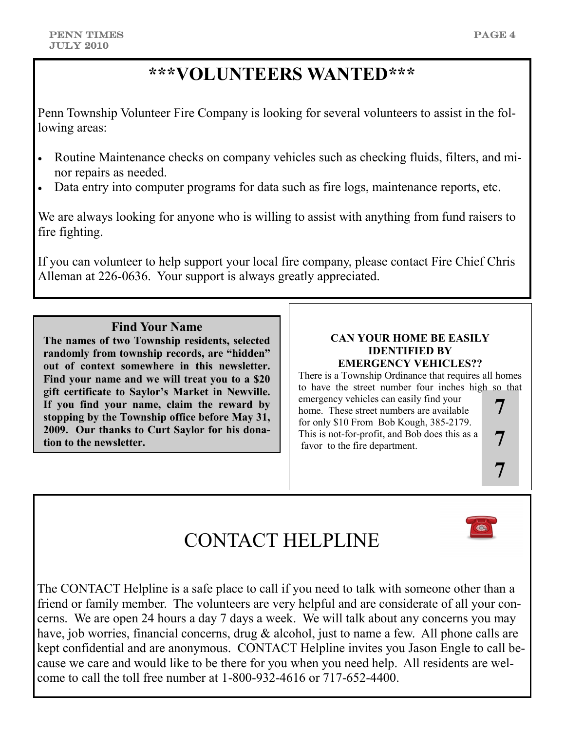# ***VOLUNTEERS WANTED***

Penn Township Volunteer Fire Company is looking for several volunteers to assist in the following areas:

- Routine Maintenance checks on company vehicles such as checking fluids, filters, and minor repairs as needed.
- Data entry into computer programs for data such as fire logs, maintenance reports, etc.

We are always looking for anyone who is willing to assist with anything from fund raisers to fire fighting.

If you can volunteer to help support your local fire company, please contact Fire Chief Chris Alleman at 226-0636. Your support is always greatly appreciated.

### Find Your Name

**The names of two Township residents, selected randomly from township records, are "hidden" out of context somewhere in this newsletter. Find your name and we will treat you to a $20 gift certificate to Saylor's Market in Newville. If you find your name, claim the reward by stopping by the Township office before May 31, 2009. Our thanks to Curt Saylor for his donation to the newsletter.**

### CAN YOUR HOME BE EASILY IDENTIFIED BY EMERGENCY VEHICLES??

There is a Township Ordinance that requires all homes to have the street number four inches high so that emergency vehicles can easily find your home. These street numbers are available for only $10 From Bob Kough, 385-2179. This is not-for-profit, and Bob does this as a favor to the fire department.

**7**

**7**

**7**

# CONTACT HELPLINE

The CONTACT Helpline is a safe place to call if you need to talk with someone other than a friend or family member. The volunteers are very helpful and are considerate of all your concerns. We are open 24 hours a day 7 days a week. We will talk about any concerns you may have, job worries, financial concerns, drug & alcohol, just to name a few. All phone calls are kept confidential and are anonymous. CONTACT Helpline invites you Jason Engle to call because we care and would like to be there for you when you need help. All residents are welcome to call the toll free number at 1-800-932-4616 or 717-652-4400.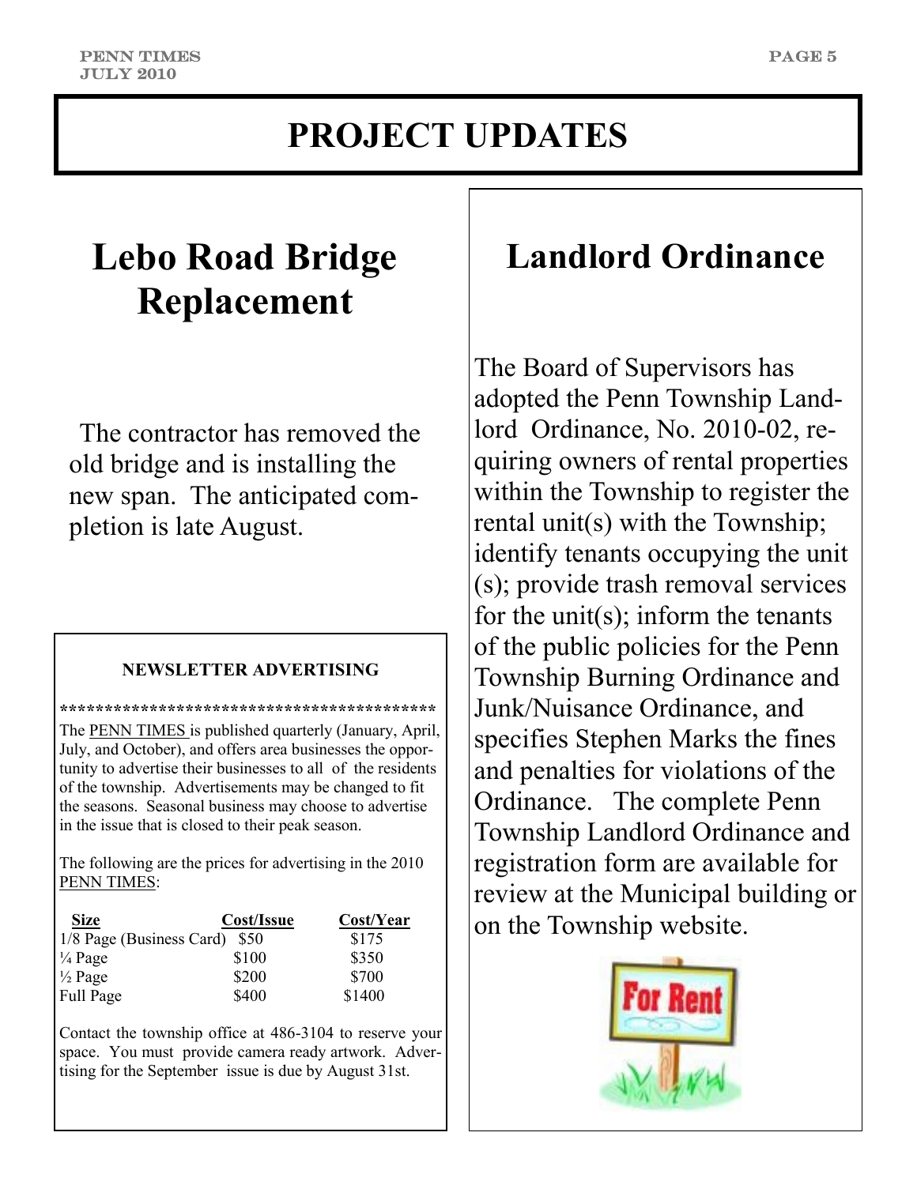# PROJECT UPDATES

## Lebo Road Bridge Replacement

The contractor has removed the old bridge and is installing the new span. The anticipated completion is late August.

### NEWSLETTER ADVERTISING

*******************************************

The PENN TIMES is published quarterly (January, April, July, and October), and offers area businesses the opportunity to advertise their businesses to all of the residents of the township. Advertisements may be changed to fit the seasons. Seasonal business may choose to advertise in the issue that is closed to their peak season.

The following are the prices for advertising in the 2010 PENN TIMES:

| Size | Cost/Issue | Cost/Year |
|---|---|---|
| 1/8 Page (Business Card) | $50 | $175 |
| ¼ Page | $100 | $350 |
| ½ Page | $200 | $700 |
| Full Page | $400 | $1400 |

Contact the township office at 486-3104 to reserve your space. You must provide camera ready artwork. Advertising for the September issue is due by August 31st.

## Landlord Ordinance

The Board of Supervisors has adopted the Penn Township Landlord Ordinance, No. 2010-02, requiring owners of rental properties within the Township to register the rental unit(s) with the Township; identify tenants occupying the unit (s); provide trash removal services for the unit(s); inform the tenants of the public policies for the Penn Township Burning Ordinance and Junk/Nuisance Ordinance, and specifies Stephen Marks the fines and penalties for violations of the Ordinance. The complete Penn Township Landlord Ordinance and registration form are available for review at the Municipal building or on the Township website.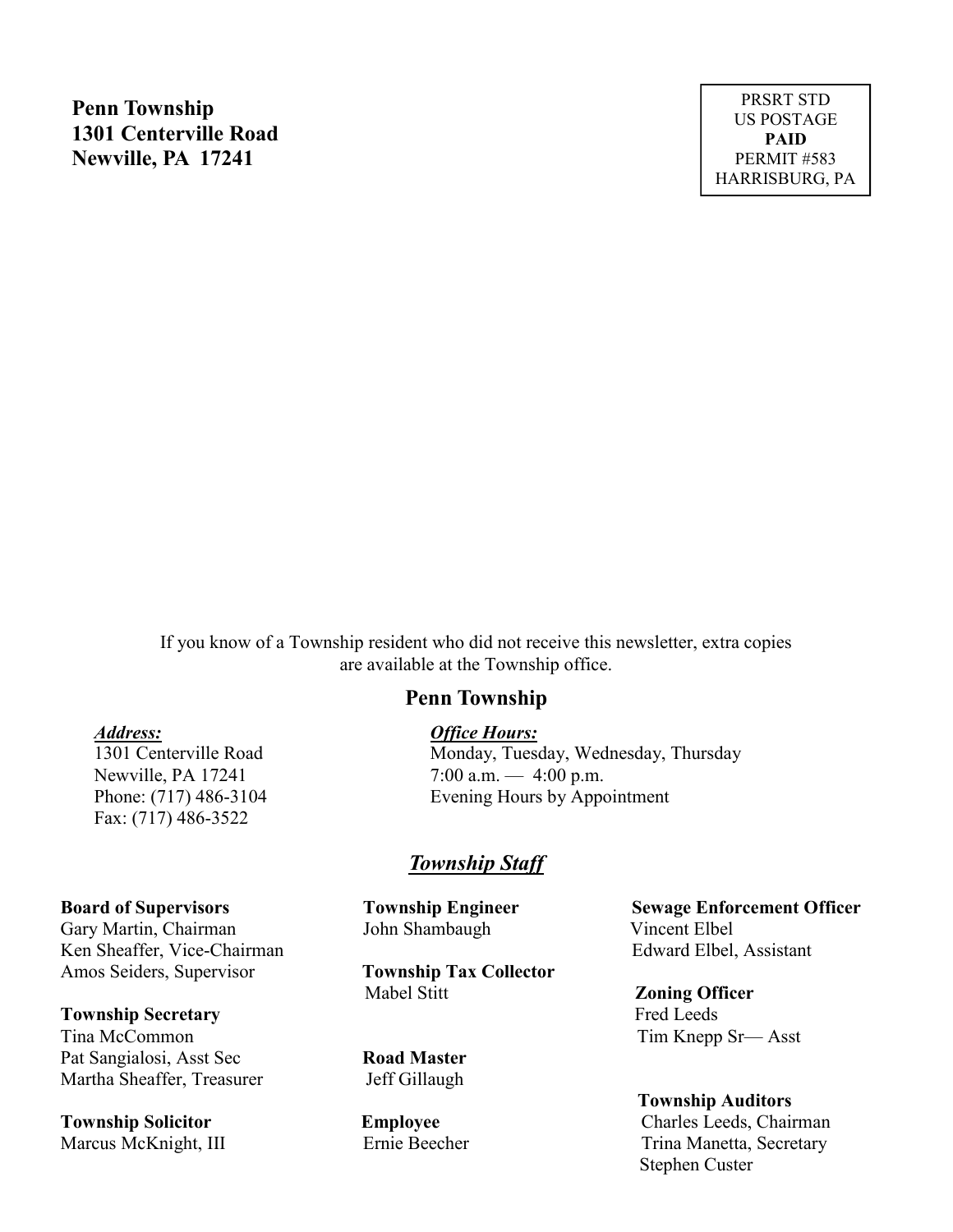**Penn Township**
**1301 Centerville Road**
**Newville, PA 17241**

PRSRT STD
US POSTAGE
**PAID**
PERMIT #583
HARRISBURG, PA

If you know of a Township resident who did not receive this newsletter, extra copies are available at the Township office.

## Penn Township

***Address:***
1301 Centerville Road
Newville, PA 17241
Phone: (717) 486-3104
Fax: (717) 486-3522

***Office Hours:***
Monday, Tuesday, Wednesday, Thursday
7:00 a.m. — 4:00 p.m.
Evening Hours by Appointment

## ***Township Staff***

**Board of Supervisors**
Gary Martin, Chairman
Ken Sheaffer, Vice-Chairman
Amos Seiders, Supervisor

**Township Secretary**
Tina McCommon
Pat Sangialosi, Asst Sec
Martha Sheaffer, Treasurer

**Township Solicitor**
Marcus McKnight, III

**Township Engineer**
John Shambaugh

**Township Tax Collector**
Mabel Stitt

**Road Master**
Jeff Gillaugh

**Employee**
Ernie Beecher

**Sewage Enforcement Officer**
Vincent Elbel
Edward Elbel, Assistant

**Zoning Officer**
Fred Leeds
Tim Knepp Sr— Asst

**Township Auditors**
Charles Leeds, Chairman
Trina Manetta, Secretary
Stephen Custer